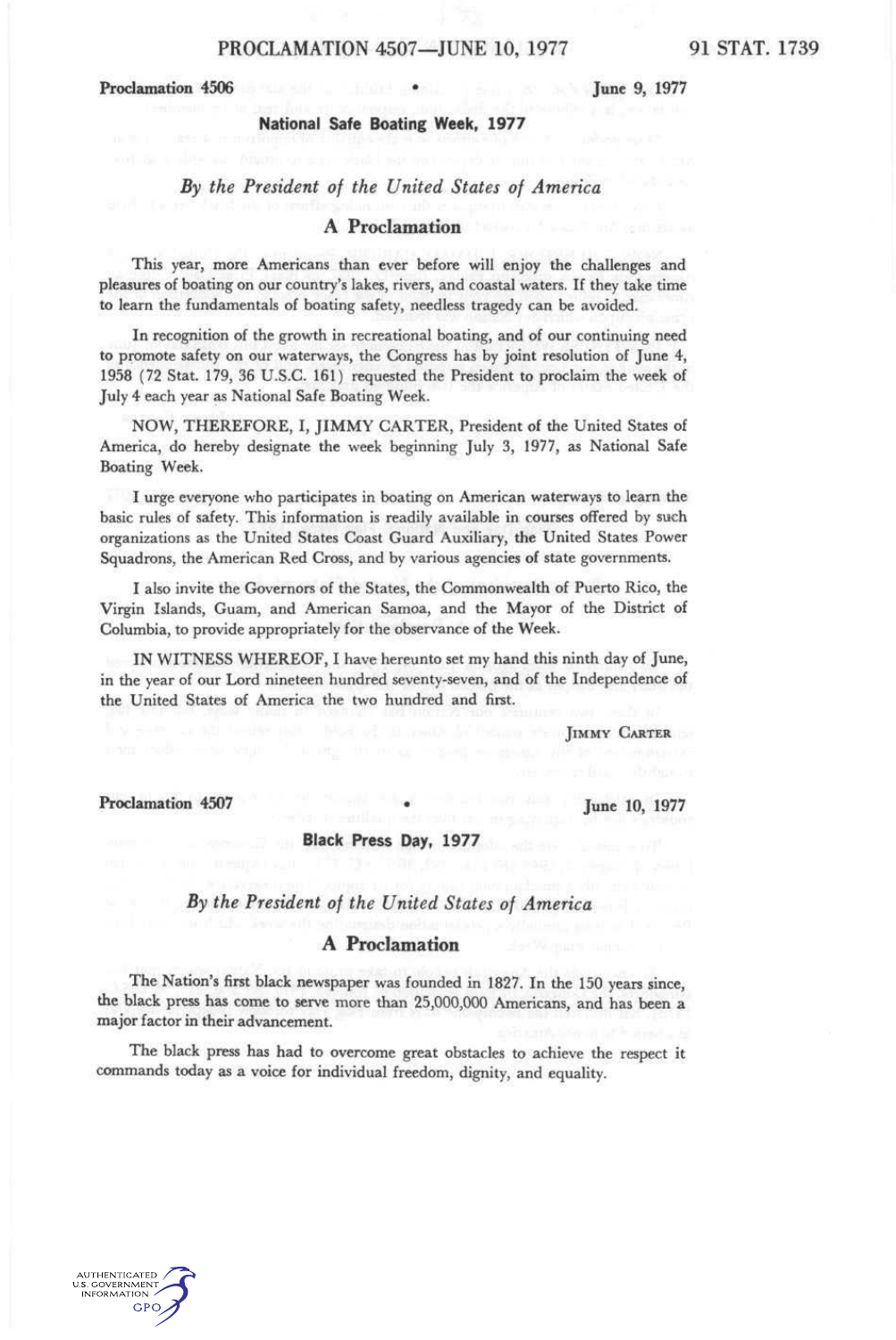**Proclamation 4506** • **June 9, 1977**

## National Safe Boating Week, 1977

### *By the President of the United States of America*

### A Proclamation

This year, more Americans than ever before will enjoy the challenges and pleasures of boating on our country's lakes, rivers, and coastal waters. If they take time to learn the fundamentals of boating safety, needless tragedy can be avoided.

In recognition of the growth in recreational boating, and of our continuing need to promote safety on our waterways, the Congress has by joint resolution of June 4, 1958 (72 Stat. 179, 36 U.S.C. 161) requested the President to proclaim the week of July 4 each year as National Safe Boating Week.

NOW, THEREFORE, I, JIMMY CARTER, President of the United States of America, do hereby designate the week beginning July 3, 1977, as National Safe Boating Week.

I urge everyone who participates in boating on American waterways to learn the basic rules of safety. This information is readily available in courses offered by such organizations as the United States Coast Guard Auxiliary, the United States Power Squadrons, the American Red Cross, and by various agencies of state governments.

I also invite the Governors of the States, the Commonwealth of Puerto Rico, the Virgin Islands, Guam, and American Samoa, and the Mayor of the District of Columbia, to provide appropriately for the observance of the Week.

IN WITNESS WHEREOF, I have hereunto set my hand this ninth day of June, in the year of our Lord nineteen hundred seventy-seven, and of the Independence of the United States of America the two hundred and first.

JIMMY CARTER

**Proclamation 4507** • **June 10, 1977**

## Black Press Day, 1977

### *By the President of the United States of America*

### A Proclamation

The Nation's first black newspaper was founded in 1827. In the 150 years since, the black press has come to serve more than 25,000,000 Americans, and has been a major factor in their advancement.

The black press has had to overcome great obstacles to achieve the respect it commands today as a voice for individual freedom, dignity, and equality.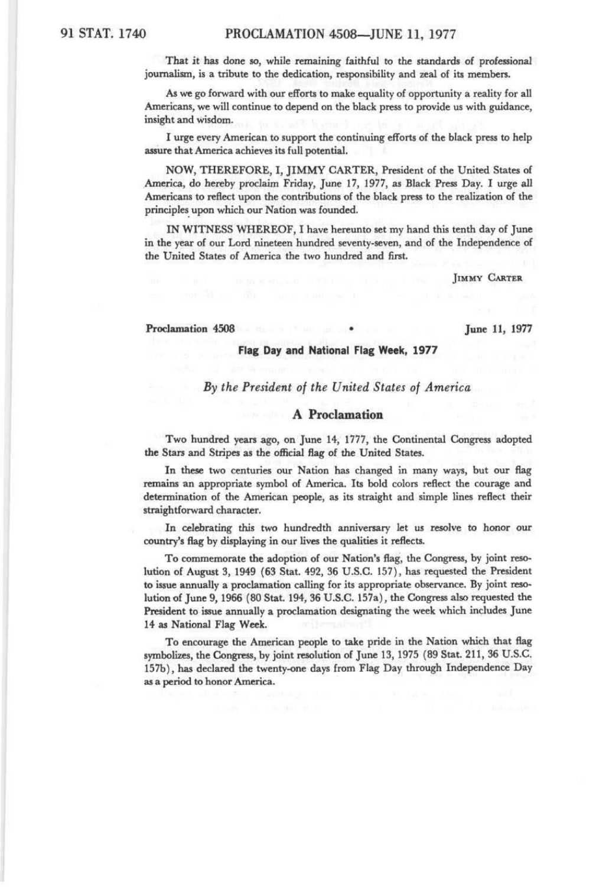That it has done so, while remaining faithful to the standards of professional journalism, is a tribute to the dedication, responsibility and zeal of its members.

As we go forward with our efforts to make equality of opportunity a reality for all Americans, we will continue to depend on the black press to provide us with guidance, insight and wisdom.

I urge every American to support the continuing efforts of the black press to help assure that America achieves its full potential.

NOW, THEREFORE, I, JIMMY CARTER, President of the United States of America, do hereby proclaim Friday, June 17, 1977, as Black Press Day. I urge all Americans to reflect upon the contributions of the black press to the realization of the principles upon which our Nation was founded.

IN WITNESS WHEREOF, I have hereunto set my hand this tenth day of June in the year of our Lord nineteen hundred seventy-seven, and of the Independence of the United States of America the two hundred and first.

JIMMY CARTER

**Proclamation 4508** • **June 11, 1977**

**Flag Day and National Flag Week, 1977**

*By the President of the United States of America*

## A Proclamation

Two hundred years ago, on June 14, 1777, the Continental Congress adopted the Stars and Stripes as the official flag of the United States.

In these two centuries our Nation has changed in many ways, but our flag remains an appropriate symbol of America. Its bold colors reflect the courage and determination of the American people, as its straight and simple lines reflect their straightforward character.

In celebrating this two hundredth anniversary let us resolve to honor our country's flag by displaying in our lives the qualities it reflects.

To commemorate the adoption of our Nation's flag, the Congress, by joint resolution of August 3, 1949 (63 Stat. 492, 36 U.S.C. 157), has requested the President to issue annually a proclamation calling for its appropriate observance. By joint resolution of June 9, 1966 (80 Stat. 194, 36 U.S.C. 157a), the Congress also requested the President to issue annually a proclamation designating the week which includes June 14 as National Flag Week.

To encourage the American people to take pride in the Nation which that flag symbolizes, the Congress, by joint resolution of June 13, 1975 (89 Stat. 211, 36 U.S.C. 157b), has declared the twenty-one days from Flag Day through Independence Day as a period to honor America.